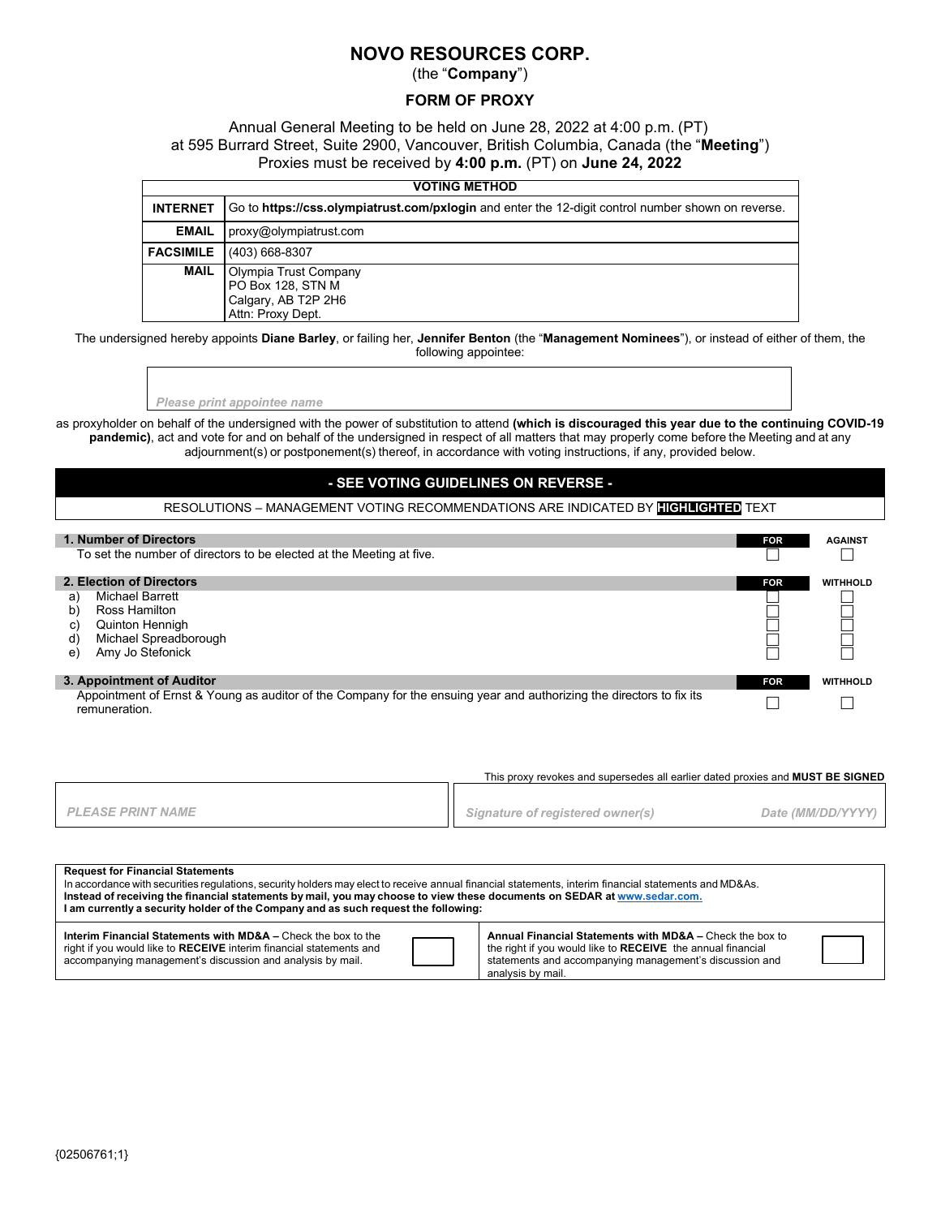# NOVO RESOURCES CORP.

(the "**Company**")

## FORM OF PROXY

Annual General Meeting to be held on June 28, 2022 at 4:00 p.m. (PT)
at 595 Burrard Street, Suite 2900, Vancouver, British Columbia, Canada (the "**Meeting**")
Proxies must be received by **4:00 p.m.** (PT) on **June 24, 2022**

| VOTING METHOD | |
|---|---|
| **INTERNET** | Go to **https://css.olympiatrust.com/pxlogin** and enter the 12-digit control number shown on reverse. |
| **EMAIL** | proxy@olympiatrust.com |
| **FACSIMILE** | (403) 668-8307 |
| **MAIL** | Olympia Trust Company<br>PO Box 128, STN M<br>Calgary, AB T2P 2H6<br>Attn: Proxy Dept. |

The undersigned hereby appoints **Diane Barley**, or failing her, **Jennifer Benton** (the "**Management Nominees**"), or instead of either of them, the following appointee:

*Please print appointee name*

as proxyholder on behalf of the undersigned with the power of substitution to attend **(which is discouraged this year due to the continuing COVID-19 pandemic)**, act and vote for and on behalf of the undersigned in respect of all matters that may properly come before the Meeting and at any adjournment(s) or postponement(s) thereof, in accordance with voting instructions, if any, provided below.

**- SEE VOTING GUIDELINES ON REVERSE -**

RESOLUTIONS – MANAGEMENT VOTING RECOMMENDATIONS ARE INDICATED BY **HIGHLIGHTED** TEXT

| **1. Number of Directors** | **FOR** | **AGAINST** |
|---|---|---|
| To set the number of directors to be elected at the Meeting at five. | ☐ | ☐ |

| **2. Election of Directors** | **FOR** | **WITHHOLD** |
|---|---|---|
| a) Michael Barrett | ☐ | ☐ |
| b) Ross Hamilton | ☐ | ☐ |
| c) Quinton Hennigh | ☐ | ☐ |
| d) Michael Spreadborough | ☐ | ☐ |
| e) Amy Jo Stefonick | ☐ | ☐ |

| **3. Appointment of Auditor** | **FOR** | **WITHHOLD** |
|---|---|---|
| Appointment of Ernst & Young as auditor of the Company for the ensuing year and authorizing the directors to fix its remuneration. | ☐ | ☐ |

This proxy revokes and supersedes all earlier dated proxies and **MUST BE SIGNED**

| *PLEASE PRINT NAME* | *Signature of registered owner(s)* | *Date (MM/DD/YYYY)* |
|---|---|---|

**Request for Financial Statements**

In accordance with securities regulations, security holders may elect to receive annual financial statements, interim financial statements and MD&As.
**Instead of receiving the financial statements by mail, you may choose to view these documents on SEDAR at www.sedar.com.**
**I am currently a security holder of the Company and as such request the following:**

| | | | |
|---|---|---|---|
| **Interim Financial Statements with MD&A –** Check the box to the right if you would like to **RECEIVE** interim financial statements and accompanying management's discussion and analysis by mail. | ☐ | **Annual Financial Statements with MD&A –** Check the box to the right if you would like to **RECEIVE** the annual financial statements and accompanying management's discussion and analysis by mail. | ☐ |

{02506761;1}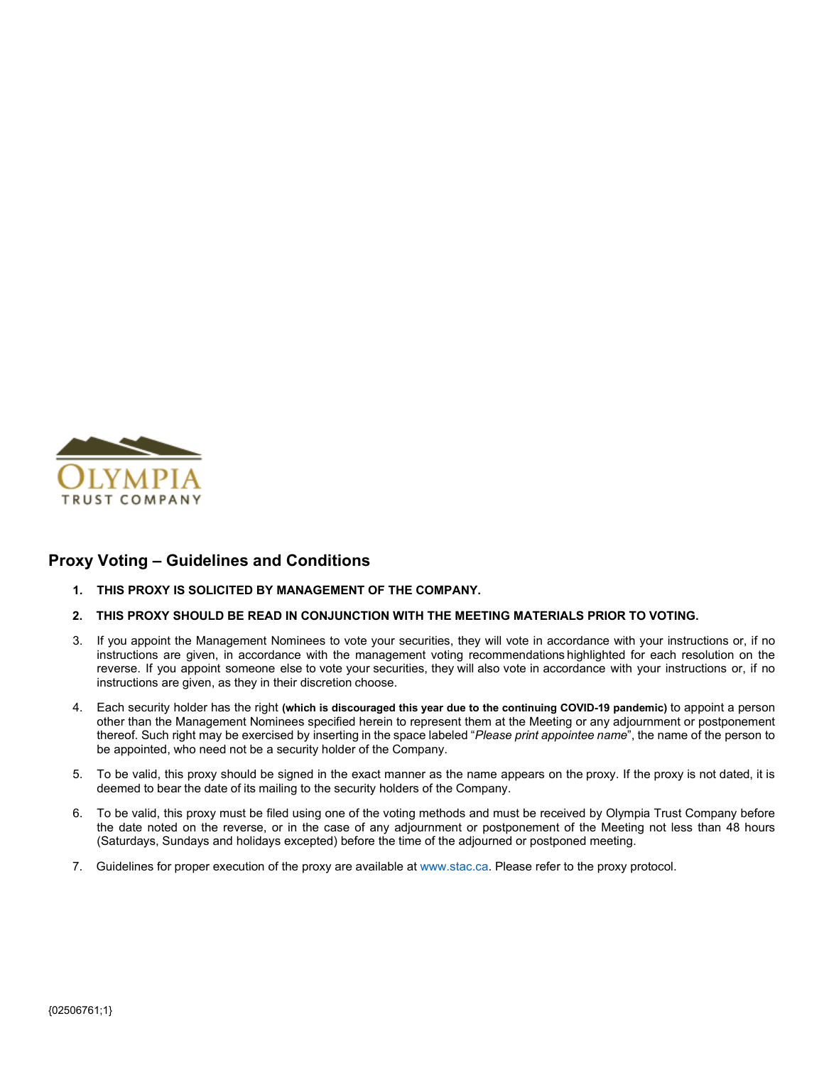OLYMPIA
TRUST COMPANY

## Proxy Voting – Guidelines and Conditions

1. **THIS PROXY IS SOLICITED BY MANAGEMENT OF THE COMPANY.**
2. **THIS PROXY SHOULD BE READ IN CONJUNCTION WITH THE MEETING MATERIALS PRIOR TO VOTING.**
3. If you appoint the Management Nominees to vote your securities, they will vote in accordance with your instructions or, if no instructions are given, in accordance with the management voting recommendations highlighted for each resolution on the reverse. If you appoint someone else to vote your securities, they will also vote in accordance with your instructions or, if no instructions are given, as they in their discretion choose.
4. Each security holder has the right **(which is discouraged this year due to the continuing COVID-19 pandemic)** to appoint a person other than the Management Nominees specified herein to represent them at the Meeting or any adjournment or postponement thereof. Such right may be exercised by inserting in the space labeled "*Please print appointee name*", the name of the person to be appointed, who need not be a security holder of the Company.
5. To be valid, this proxy should be signed in the exact manner as the name appears on the proxy. If the proxy is not dated, it is deemed to bear the date of its mailing to the security holders of the Company.
6. To be valid, this proxy must be filed using one of the voting methods and must be received by Olympia Trust Company before the date noted on the reverse, or in the case of any adjournment or postponement of the Meeting not less than 48 hours (Saturdays, Sundays and holidays excepted) before the time of the adjourned or postponed meeting.
7. Guidelines for proper execution of the proxy are available at www.stac.ca. Please refer to the proxy protocol.

{02506761;1}